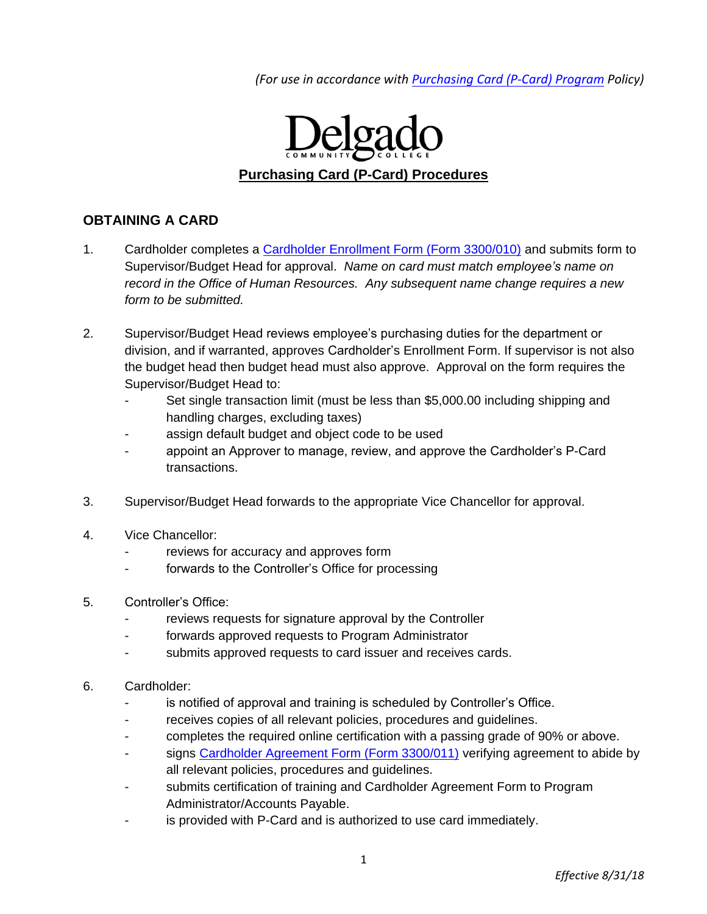*(For use in accordance with [Purchasing Card (P-Card) Program]() Policy)*

Delgado Community College

# Purchasing Card (P-Card) Procedures

## OBTAINING A CARD

1. Cardholder completes a [Cardholder Enrollment Form (Form 3300/010)]() and submits form to Supervisor/Budget Head for approval. *Name on card must match employee's name on record in the Office of Human Resources. Any subsequent name change requires a new form to be submitted.*

2. Supervisor/Budget Head reviews employee's purchasing duties for the department or division, and if warranted, approves Cardholder's Enrollment Form. If supervisor is not also the budget head then budget head must also approve. Approval on the form requires the Supervisor/Budget Head to:
   - Set single transaction limit (must be less than $5,000.00 including shipping and handling charges, excluding taxes)
   - assign default budget and object code to be used
   - appoint an Approver to manage, review, and approve the Cardholder's P-Card transactions.

3. Supervisor/Budget Head forwards to the appropriate Vice Chancellor for approval.

4. Vice Chancellor:
   - reviews for accuracy and approves form
   - forwards to the Controller's Office for processing

5. Controller's Office:
   - reviews requests for signature approval by the Controller
   - forwards approved requests to Program Administrator
   - submits approved requests to card issuer and receives cards.

6. Cardholder:
   - is notified of approval and training is scheduled by Controller's Office.
   - receives copies of all relevant policies, procedures and guidelines.
   - completes the required online certification with a passing grade of 90% or above.
   - signs [Cardholder Agreement Form (Form 3300/011)]() verifying agreement to abide by all relevant policies, procedures and guidelines.
   - submits certification of training and Cardholder Agreement Form to Program Administrator/Accounts Payable.
   - is provided with P-Card and is authorized to use card immediately.

*Effective 8/31/18*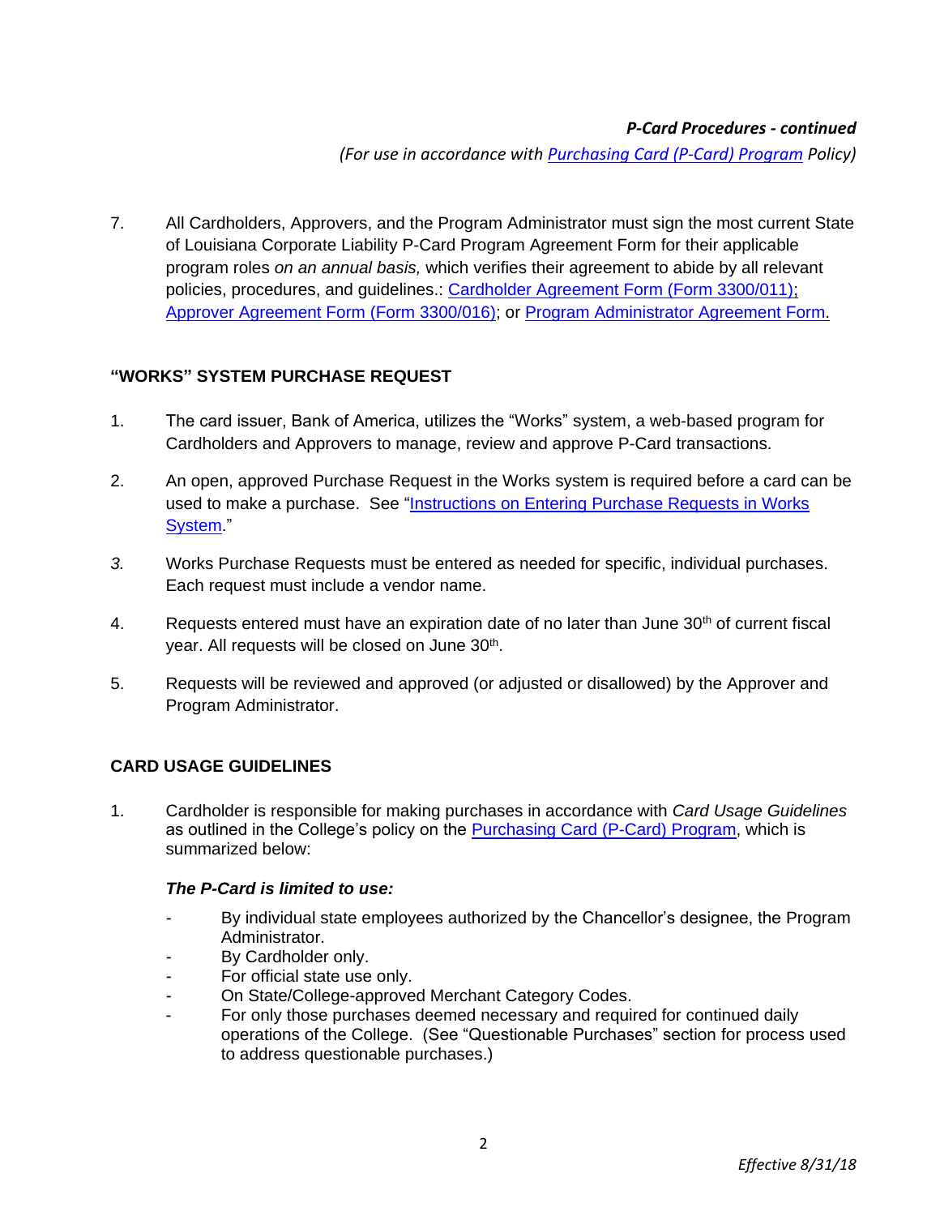*P-Card Procedures - continued*

*(For use in accordance with Purchasing Card (P-Card) Program Policy)*

7. All Cardholders, Approvers, and the Program Administrator must sign the most current State of Louisiana Corporate Liability P-Card Program Agreement Form for their applicable program roles *on an annual basis,* which verifies their agreement to abide by all relevant policies, procedures, and guidelines.: Cardholder Agreement Form (Form 3300/011); Approver Agreement Form (Form 3300/016); or Program Administrator Agreement Form.

## "WORKS" SYSTEM PURCHASE REQUEST

1. The card issuer, Bank of America, utilizes the "Works" system, a web-based program for Cardholders and Approvers to manage, review and approve P-Card transactions.
2. An open, approved Purchase Request in the Works system is required before a card can be used to make a purchase. See "Instructions on Entering Purchase Requests in Works System."
3. Works Purchase Requests must be entered as needed for specific, individual purchases. Each request must include a vendor name.
4. Requests entered must have an expiration date of no later than June 30th of current fiscal year. All requests will be closed on June 30th.
5. Requests will be reviewed and approved (or adjusted or disallowed) by the Approver and Program Administrator.

## CARD USAGE GUIDELINES

1. Cardholder is responsible for making purchases in accordance with *Card Usage Guidelines* as outlined in the College's policy on the Purchasing Card (P-Card) Program, which is summarized below:

   ***The P-Card is limited to use:***

   - By individual state employees authorized by the Chancellor's designee, the Program Administrator.
   - By Cardholder only.
   - For official state use only.
   - On State/College-approved Merchant Category Codes.
   - For only those purchases deemed necessary and required for continued daily operations of the College. (See "Questionable Purchases" section for process used to address questionable purchases.)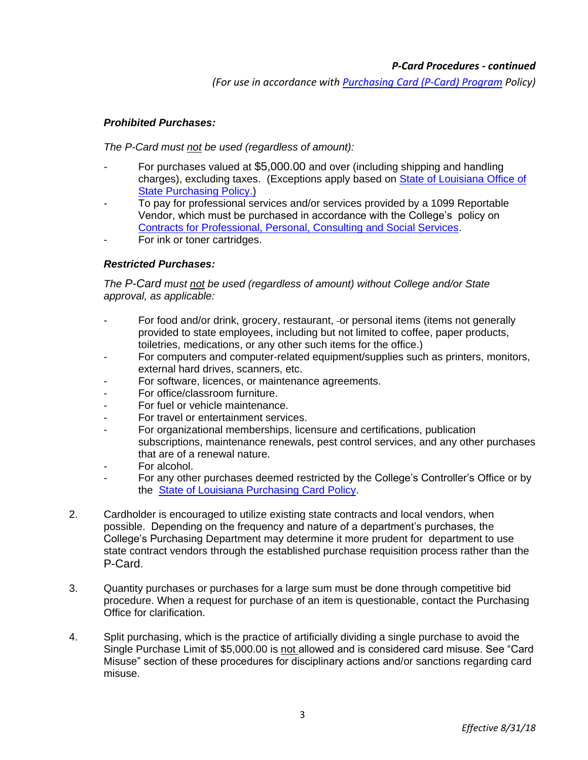*P-Card Procedures - continued*

*(For use in accordance with [Purchasing Card (P-Card) Program](Purchasing Card (P-Card) Program) Policy)*

***Prohibited Purchases:***

*The P-Card must not be used (regardless of amount):*

- For purchases valued at $5,000.00 and over (including shipping and handling charges), excluding taxes. (Exceptions apply based on State of Louisiana Office of State Purchasing Policy.)
- To pay for professional services and/or services provided by a 1099 Reportable Vendor, which must be purchased in accordance with the College's policy on Contracts for Professional, Personal, Consulting and Social Services.
- For ink or toner cartridges.

***Restricted Purchases:***

*The P-Card must not be used (regardless of amount) without College and/or State approval, as applicable:*

- For food and/or drink, grocery, restaurant, or personal items (items not generally provided to state employees, including but not limited to coffee, paper products, toiletries, medications, or any other such items for the office.)
- For computers and computer-related equipment/supplies such as printers, monitors, external hard drives, scanners, etc.
- For software, licences, or maintenance agreements.
- For office/classroom furniture.
- For fuel or vehicle maintenance.
- For travel or entertainment services.
- For organizational memberships, licensure and certifications, publication subscriptions, maintenance renewals, pest control services, and any other purchases that are of a renewal nature.
- For alcohol.
- For any other purchases deemed restricted by the College's Controller's Office or by the State of Louisiana Purchasing Card Policy.

2. Cardholder is encouraged to utilize existing state contracts and local vendors, when possible. Depending on the frequency and nature of a department's purchases, the College's Purchasing Department may determine it more prudent for department to use state contract vendors through the established purchase requisition process rather than the P-Card.

3. Quantity purchases or purchases for a large sum must be done through competitive bid procedure. When a request for purchase of an item is questionable, contact the Purchasing Office for clarification.

4. Split purchasing, which is the practice of artificially dividing a single purchase to avoid the Single Purchase Limit of $5,000.00 is not allowed and is considered card misuse. See "Card Misuse" section of these procedures for disciplinary actions and/or sanctions regarding card misuse.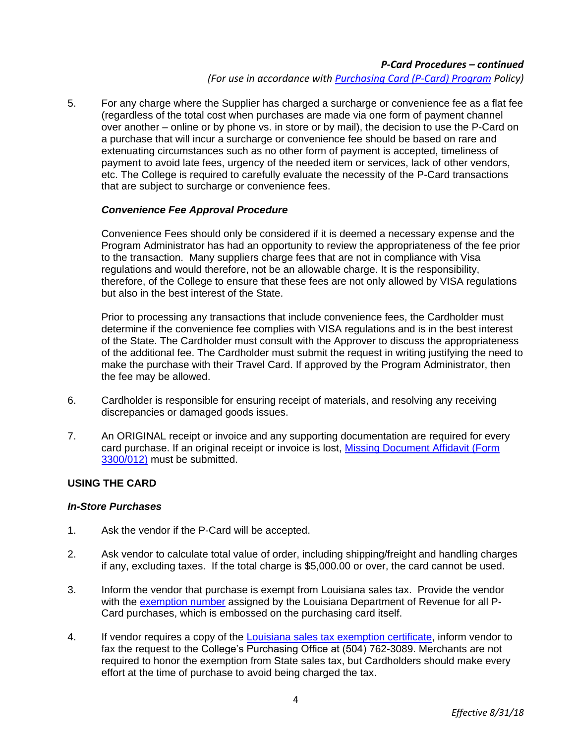5. For any charge where the Supplier has charged a surcharge or convenience fee as a flat fee (regardless of the total cost when purchases are made via one form of payment channel over another – online or by phone vs. in store or by mail), the decision to use the P-Card on a purchase that will incur a surcharge or convenience fee should be based on rare and extenuating circumstances such as no other form of payment is accepted, timeliness of payment to avoid late fees, urgency of the needed item or services, lack of other vendors, etc. The College is required to carefully evaluate the necessity of the P-Card transactions that are subject to surcharge or convenience fees.

   ***Convenience Fee Approval Procedure***

   Convenience Fees should only be considered if it is deemed a necessary expense and the Program Administrator has had an opportunity to review the appropriateness of the fee prior to the transaction. Many suppliers charge fees that are not in compliance with Visa regulations and would therefore, not be an allowable charge. It is the responsibility, therefore, of the College to ensure that these fees are not only allowed by VISA regulations but also in the best interest of the State.

   Prior to processing any transactions that include convenience fees, the Cardholder must determine if the convenience fee complies with VISA regulations and is in the best interest of the State. The Cardholder must consult with the Approver to discuss the appropriateness of the additional fee. The Cardholder must submit the request in writing justifying the need to make the purchase with their Travel Card. If approved by the Program Administrator, then the fee may be allowed.

6. Cardholder is responsible for ensuring receipt of materials, and resolving any receiving discrepancies or damaged goods issues.

7. An ORIGINAL receipt or invoice and any supporting documentation are required for every card purchase. If an original receipt or invoice is lost, Missing Document Affidavit (Form 3300/012) must be submitted.

## USING THE CARD

### *In-Store Purchases*

1. Ask the vendor if the P-Card will be accepted.

2. Ask vendor to calculate total value of order, including shipping/freight and handling charges if any, excluding taxes. If the total charge is $5,000.00 or over, the card cannot be used.

3. Inform the vendor that purchase is exempt from Louisiana sales tax. Provide the vendor with the exemption number assigned by the Louisiana Department of Revenue for all P-Card purchases, which is embossed on the purchasing card itself.

4. If vendor requires a copy of the Louisiana sales tax exemption certificate, inform vendor to fax the request to the College's Purchasing Office at (504) 762-3089. Merchants are not required to honor the exemption from State sales tax, but Cardholders should make every effort at the time of purchase to avoid being charged the tax.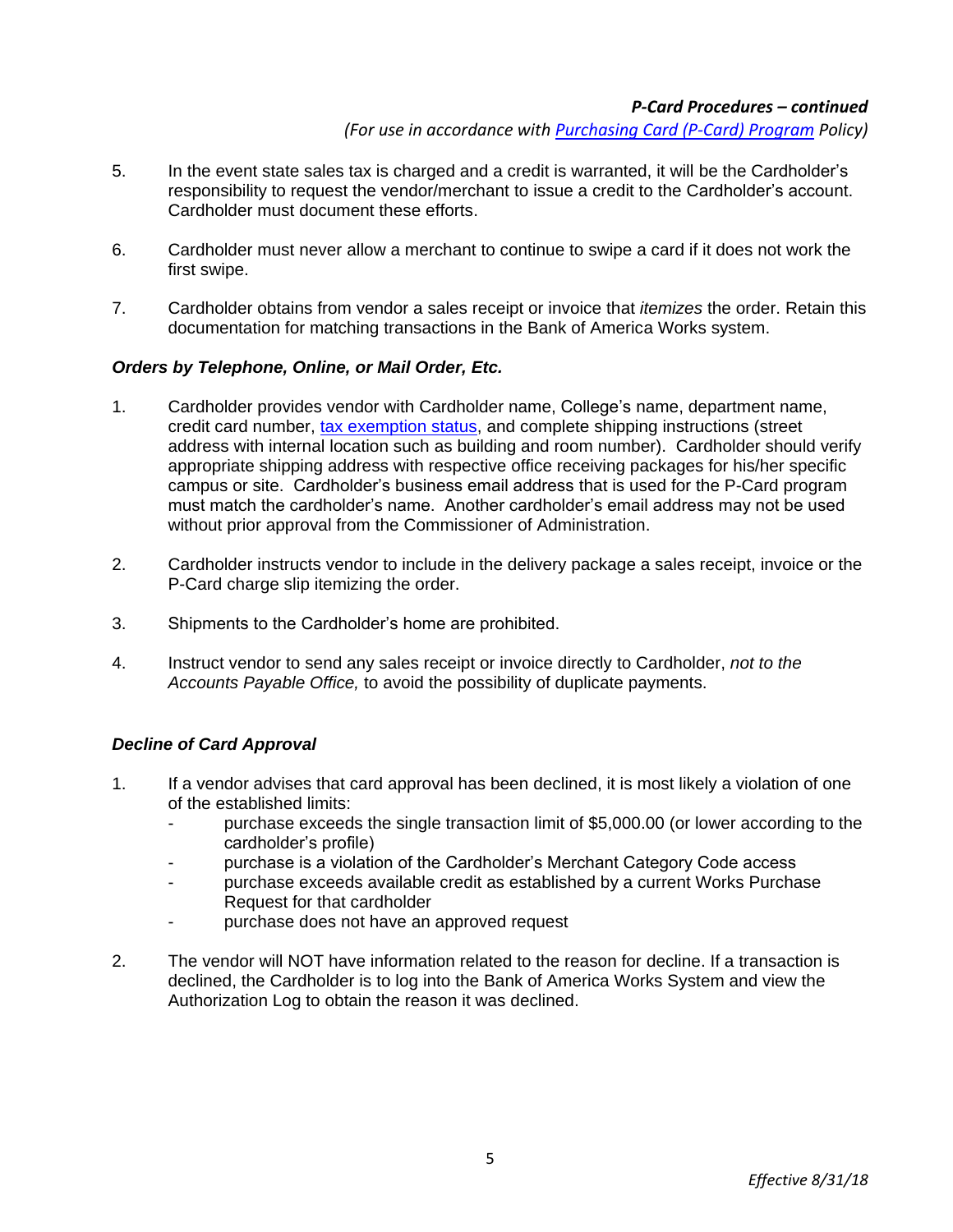*P-Card Procedures – continued*

*(For use in accordance with [Purchasing Card (P-Card) Program](#) Policy)*

5. In the event state sales tax is charged and a credit is warranted, it will be the Cardholder's responsibility to request the vendor/merchant to issue a credit to the Cardholder's account. Cardholder must document these efforts.

6. Cardholder must never allow a merchant to continue to swipe a card if it does not work the first swipe.

7. Cardholder obtains from vendor a sales receipt or invoice that *itemizes* the order. Retain this documentation for matching transactions in the Bank of America Works system.

### *Orders by Telephone, Online, or Mail Order, Etc.*

1. Cardholder provides vendor with Cardholder name, College's name, department name, credit card number, [tax exemption status](#), and complete shipping instructions (street address with internal location such as building and room number). Cardholder should verify appropriate shipping address with respective office receiving packages for his/her specific campus or site. Cardholder's business email address that is used for the P-Card program must match the cardholder's name. Another cardholder's email address may not be used without prior approval from the Commissioner of Administration.

2. Cardholder instructs vendor to include in the delivery package a sales receipt, invoice or the P-Card charge slip itemizing the order.

3. Shipments to the Cardholder's home are prohibited.

4. Instruct vendor to send any sales receipt or invoice directly to Cardholder, *not to the Accounts Payable Office,* to avoid the possibility of duplicate payments.

### *Decline of Card Approval*

1. If a vendor advises that card approval has been declined, it is most likely a violation of one of the established limits:
   - purchase exceeds the single transaction limit of $5,000.00 (or lower according to the cardholder's profile)
   - purchase is a violation of the Cardholder's Merchant Category Code access
   - purchase exceeds available credit as established by a current Works Purchase Request for that cardholder
   - purchase does not have an approved request

2. The vendor will NOT have information related to the reason for decline. If a transaction is declined, the Cardholder is to log into the Bank of America Works System and view the Authorization Log to obtain the reason it was declined.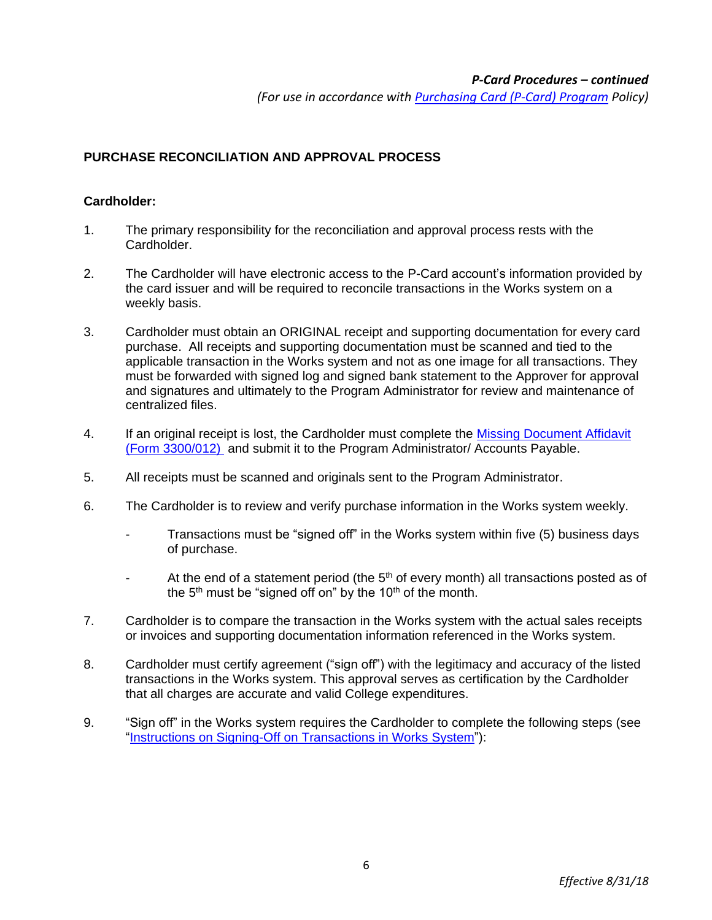***P-Card Procedures – continued***

*(For use in accordance with Purchasing Card (P-Card) Program Policy)*

**PURCHASE RECONCILIATION AND APPROVAL PROCESS**

**Cardholder:**

1. The primary responsibility for the reconciliation and approval process rests with the Cardholder.

2. The Cardholder will have electronic access to the P-Card account's information provided by the card issuer and will be required to reconcile transactions in the Works system on a weekly basis.

3. Cardholder must obtain an ORIGINAL receipt and supporting documentation for every card purchase. All receipts and supporting documentation must be scanned and tied to the applicable transaction in the Works system and not as one image for all transactions. They must be forwarded with signed log and signed bank statement to the Approver for approval and signatures and ultimately to the Program Administrator for review and maintenance of centralized files.

4. If an original receipt is lost, the Cardholder must complete the Missing Document Affidavit (Form 3300/012) and submit it to the Program Administrator/ Accounts Payable.

5. All receipts must be scanned and originals sent to the Program Administrator.

6. The Cardholder is to review and verify purchase information in the Works system weekly.

   - Transactions must be "signed off" in the Works system within five (5) business days of purchase.

   - At the end of a statement period (the 5th of every month) all transactions posted as of the 5th must be "signed off on" by the 10th of the month.

7. Cardholder is to compare the transaction in the Works system with the actual sales receipts or invoices and supporting documentation information referenced in the Works system.

8. Cardholder must certify agreement ("sign off") with the legitimacy and accuracy of the listed transactions in the Works system. This approval serves as certification by the Cardholder that all charges are accurate and valid College expenditures.

9. "Sign off" in the Works system requires the Cardholder to complete the following steps (see "Instructions on Signing-Off on Transactions in Works System"):

*Effective 8/31/18*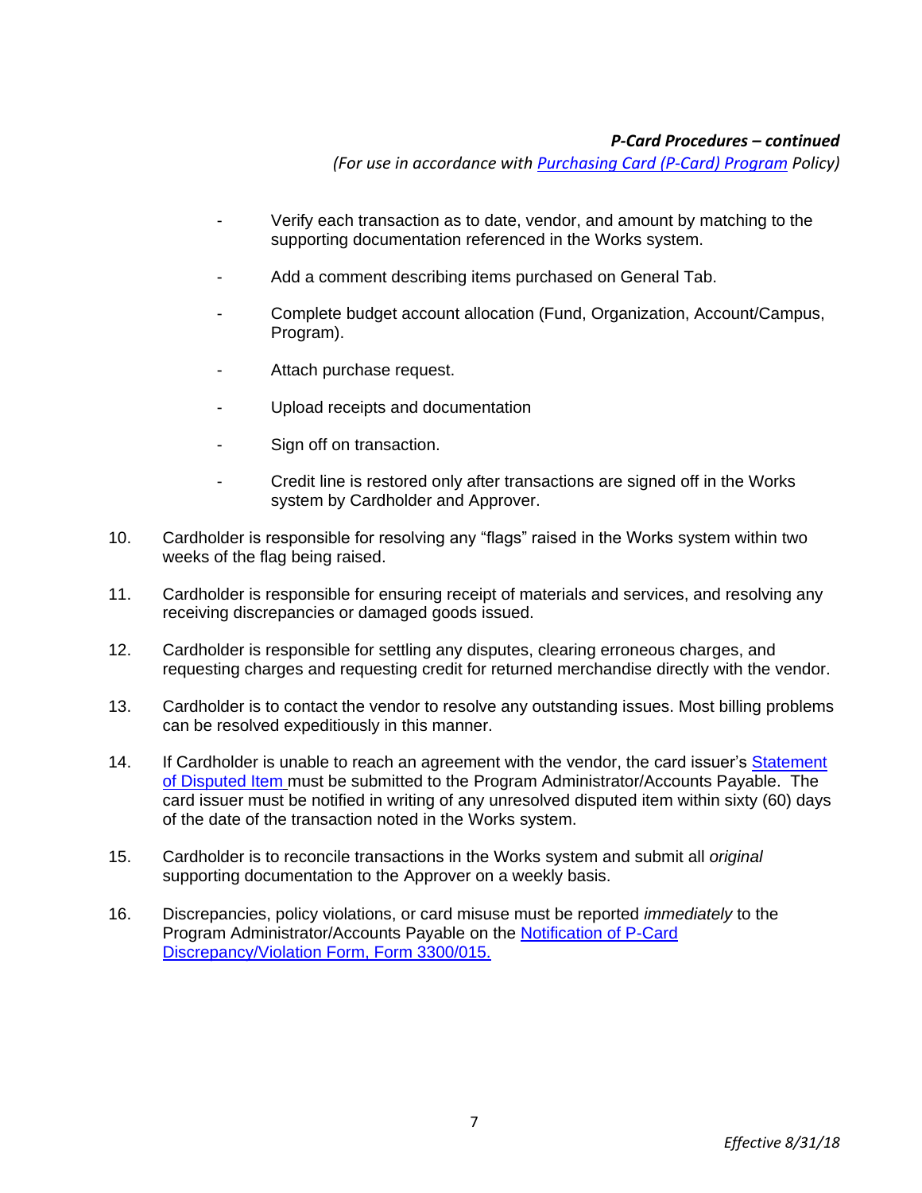***P-Card Procedures – continued***

*(For use in accordance with Purchasing Card (P-Card) Program Policy)*

- Verify each transaction as to date, vendor, and amount by matching to the supporting documentation referenced in the Works system.
- Add a comment describing items purchased on General Tab.
- Complete budget account allocation (Fund, Organization, Account/Campus, Program).
- Attach purchase request.
- Upload receipts and documentation
- Sign off on transaction.
- Credit line is restored only after transactions are signed off in the Works system by Cardholder and Approver.

10. Cardholder is responsible for resolving any "flags" raised in the Works system within two weeks of the flag being raised.

11. Cardholder is responsible for ensuring receipt of materials and services, and resolving any receiving discrepancies or damaged goods issued.

12. Cardholder is responsible for settling any disputes, clearing erroneous charges, and requesting charges and requesting credit for returned merchandise directly with the vendor.

13. Cardholder is to contact the vendor to resolve any outstanding issues. Most billing problems can be resolved expeditiously in this manner.

14. If Cardholder is unable to reach an agreement with the vendor, the card issuer's Statement of Disputed Item must be submitted to the Program Administrator/Accounts Payable. The card issuer must be notified in writing of any unresolved disputed item within sixty (60) days of the date of the transaction noted in the Works system.

15. Cardholder is to reconcile transactions in the Works system and submit all *original* supporting documentation to the Approver on a weekly basis.

16. Discrepancies, policy violations, or card misuse must be reported *immediately* to the Program Administrator/Accounts Payable on the Notification of P-Card Discrepancy/Violation Form, Form 3300/015.

*Effective 8/31/18*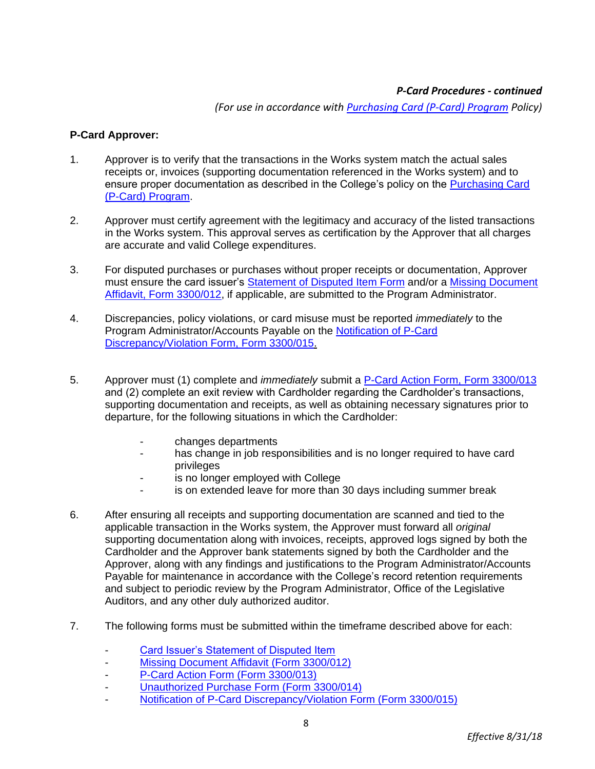***P-Card Procedures - continued***

*(For use in accordance with [Purchasing Card (P-Card) Program]() Policy)*

**P-Card Approver:**

1. Approver is to verify that the transactions in the Works system match the actual sales receipts or, invoices (supporting documentation referenced in the Works system) and to ensure proper documentation as described in the College's policy on the Purchasing Card (P-Card) Program.

2. Approver must certify agreement with the legitimacy and accuracy of the listed transactions in the Works system. This approval serves as certification by the Approver that all charges are accurate and valid College expenditures.

3. For disputed purchases or purchases without proper receipts or documentation, Approver must ensure the card issuer's Statement of Disputed Item Form and/or a Missing Document Affidavit, Form 3300/012, if applicable, are submitted to the Program Administrator.

4. Discrepancies, policy violations, or card misuse must be reported *immediately* to the Program Administrator/Accounts Payable on the Notification of P-Card Discrepancy/Violation Form, Form 3300/015.

5. Approver must (1) complete and *immediately* submit a P-Card Action Form, Form 3300/013 and (2) complete an exit review with Cardholder regarding the Cardholder's transactions, supporting documentation and receipts, as well as obtaining necessary signatures prior to departure, for the following situations in which the Cardholder:

    - changes departments
    - has change in job responsibilities and is no longer required to have card privileges
    - is no longer employed with College
    - is on extended leave for more than 30 days including summer break

6. After ensuring all receipts and supporting documentation are scanned and tied to the applicable transaction in the Works system, the Approver must forward all *original* supporting documentation along with invoices, receipts, approved logs signed by both the Cardholder and the Approver bank statements signed by both the Cardholder and the Approver, along with any findings and justifications to the Program Administrator/Accounts Payable for maintenance in accordance with the College's record retention requirements and subject to periodic review by the Program Administrator, Office of the Legislative Auditors, and any other duly authorized auditor.

7. The following forms must be submitted within the timeframe described above for each:

    - Card Issuer's Statement of Disputed Item
    - Missing Document Affidavit (Form 3300/012)
    - P-Card Action Form (Form 3300/013)
    - Unauthorized Purchase Form (Form 3300/014)
    - Notification of P-Card Discrepancy/Violation Form (Form 3300/015)

*Effective 8/31/18*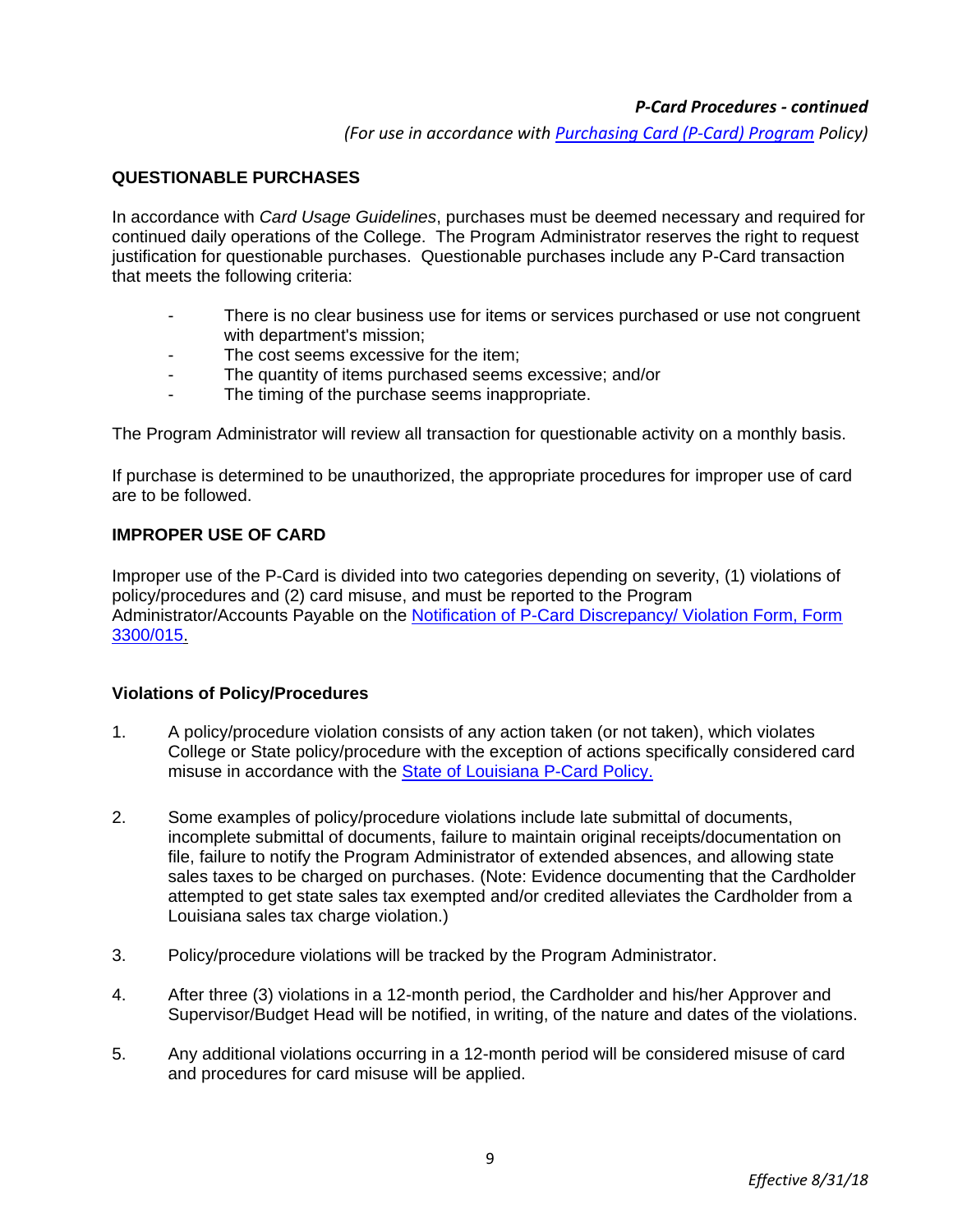*P-Card Procedures - continued*

*(For use in accordance with [Purchasing Card (P-Card) Program] Policy)*

**QUESTIONABLE PURCHASES**

In accordance with *Card Usage Guidelines*, purchases must be deemed necessary and required for continued daily operations of the College. The Program Administrator reserves the right to request justification for questionable purchases. Questionable purchases include any P-Card transaction that meets the following criteria:

- There is no clear business use for items or services purchased or use not congruent with department's mission;
- The cost seems excessive for the item;
- The quantity of items purchased seems excessive; and/or
- The timing of the purchase seems inappropriate.

The Program Administrator will review all transaction for questionable activity on a monthly basis.

If purchase is determined to be unauthorized, the appropriate procedures for improper use of card are to be followed.

**IMPROPER USE OF CARD**

Improper use of the P-Card is divided into two categories depending on severity, (1) violations of policy/procedures and (2) card misuse, and must be reported to the Program Administrator/Accounts Payable on the Notification of P-Card Discrepancy/ Violation Form, Form 3300/015.

**Violations of Policy/Procedures**

1. A policy/procedure violation consists of any action taken (or not taken), which violates College or State policy/procedure with the exception of actions specifically considered card misuse in accordance with the State of Louisiana P-Card Policy.

2. Some examples of policy/procedure violations include late submittal of documents, incomplete submittal of documents, failure to maintain original receipts/documentation on file, failure to notify the Program Administrator of extended absences, and allowing state sales taxes to be charged on purchases. (Note: Evidence documenting that the Cardholder attempted to get state sales tax exempted and/or credited alleviates the Cardholder from a Louisiana sales tax charge violation.)

3. Policy/procedure violations will be tracked by the Program Administrator.

4. After three (3) violations in a 12-month period, the Cardholder and his/her Approver and Supervisor/Budget Head will be notified, in writing, of the nature and dates of the violations.

5. Any additional violations occurring in a 12-month period will be considered misuse of card and procedures for card misuse will be applied.

*Effective 8/31/18*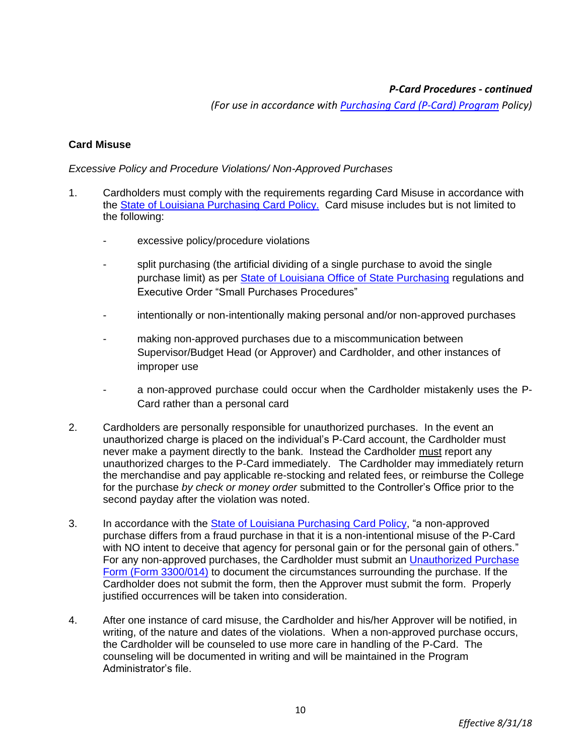***P-Card Procedures - continued***

*(For use in accordance with [Purchasing Card (P-Card) Program](#) Policy)*

**Card Misuse**

*Excessive Policy and Procedure Violations/ Non-Approved Purchases*

1. Cardholders must comply with the requirements regarding Card Misuse in accordance with the State of Louisiana Purchasing Card Policy. Card misuse includes but is not limited to the following:

   - excessive policy/procedure violations
   - split purchasing (the artificial dividing of a single purchase to avoid the single purchase limit) as per State of Louisiana Office of State Purchasing regulations and Executive Order "Small Purchases Procedures"
   - intentionally or non-intentionally making personal and/or non-approved purchases
   - making non-approved purchases due to a miscommunication between Supervisor/Budget Head (or Approver) and Cardholder, and other instances of improper use
   - a non-approved purchase could occur when the Cardholder mistakenly uses the P-Card rather than a personal card

2. Cardholders are personally responsible for unauthorized purchases. In the event an unauthorized charge is placed on the individual's P-Card account, the Cardholder must never make a payment directly to the bank. Instead the Cardholder must report any unauthorized charges to the P-Card immediately. The Cardholder may immediately return the merchandise and pay applicable re-stocking and related fees, or reimburse the College for the purchase *by check or money order* submitted to the Controller's Office prior to the second payday after the violation was noted.

3. In accordance with the State of Louisiana Purchasing Card Policy, "a non-approved purchase differs from a fraud purchase in that it is a non-intentional misuse of the P-Card with NO intent to deceive that agency for personal gain or for the personal gain of others." For any non-approved purchases, the Cardholder must submit an Unauthorized Purchase Form (Form 3300/014) to document the circumstances surrounding the purchase. If the Cardholder does not submit the form, then the Approver must submit the form. Properly justified occurrences will be taken into consideration.

4. After one instance of card misuse, the Cardholder and his/her Approver will be notified, in writing, of the nature and dates of the violations. When a non-approved purchase occurs, the Cardholder will be counseled to use more care in handling of the P-Card. The counseling will be documented in writing and will be maintained in the Program Administrator's file.

*Effective 8/31/18*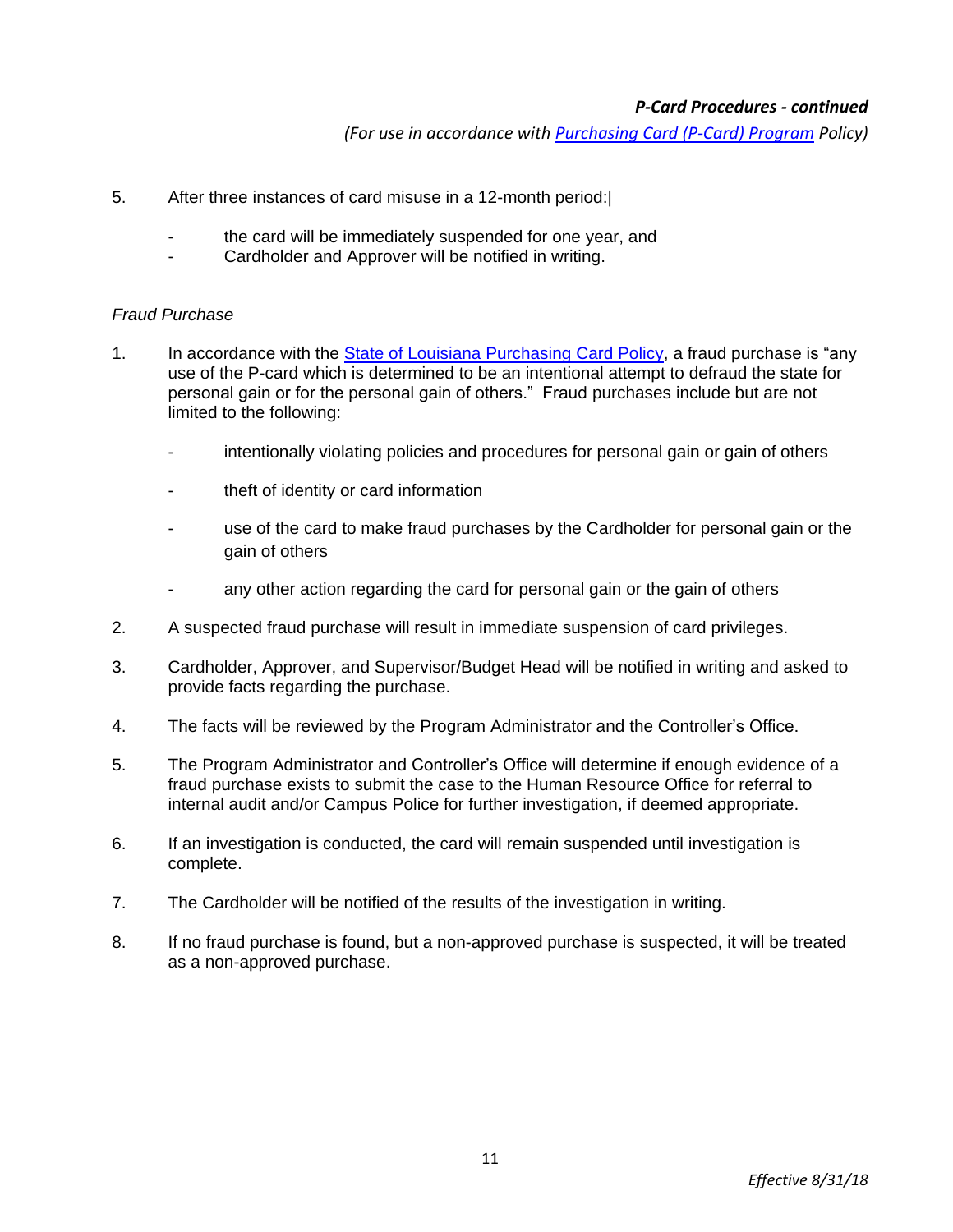5. After three instances of card misuse in a 12-month period:|

   - the card will be immediately suspended for one year, and
   - Cardholder and Approver will be notified in writing.

*Fraud Purchase*

1. In accordance with the State of Louisiana Purchasing Card Policy, a fraud purchase is "any use of the P-card which is determined to be an intentional attempt to defraud the state for personal gain or for the personal gain of others." Fraud purchases include but are not limited to the following:

   - intentionally violating policies and procedures for personal gain or gain of others
   - theft of identity or card information
   - use of the card to make fraud purchases by the Cardholder for personal gain or the gain of others
   - any other action regarding the card for personal gain or the gain of others

2. A suspected fraud purchase will result in immediate suspension of card privileges.

3. Cardholder, Approver, and Supervisor/Budget Head will be notified in writing and asked to provide facts regarding the purchase.

4. The facts will be reviewed by the Program Administrator and the Controller's Office.

5. The Program Administrator and Controller's Office will determine if enough evidence of a fraud purchase exists to submit the case to the Human Resource Office for referral to internal audit and/or Campus Police for further investigation, if deemed appropriate.

6. If an investigation is conducted, the card will remain suspended until investigation is complete.

7. The Cardholder will be notified of the results of the investigation in writing.

8. If no fraud purchase is found, but a non-approved purchase is suspected, it will be treated as a non-approved purchase.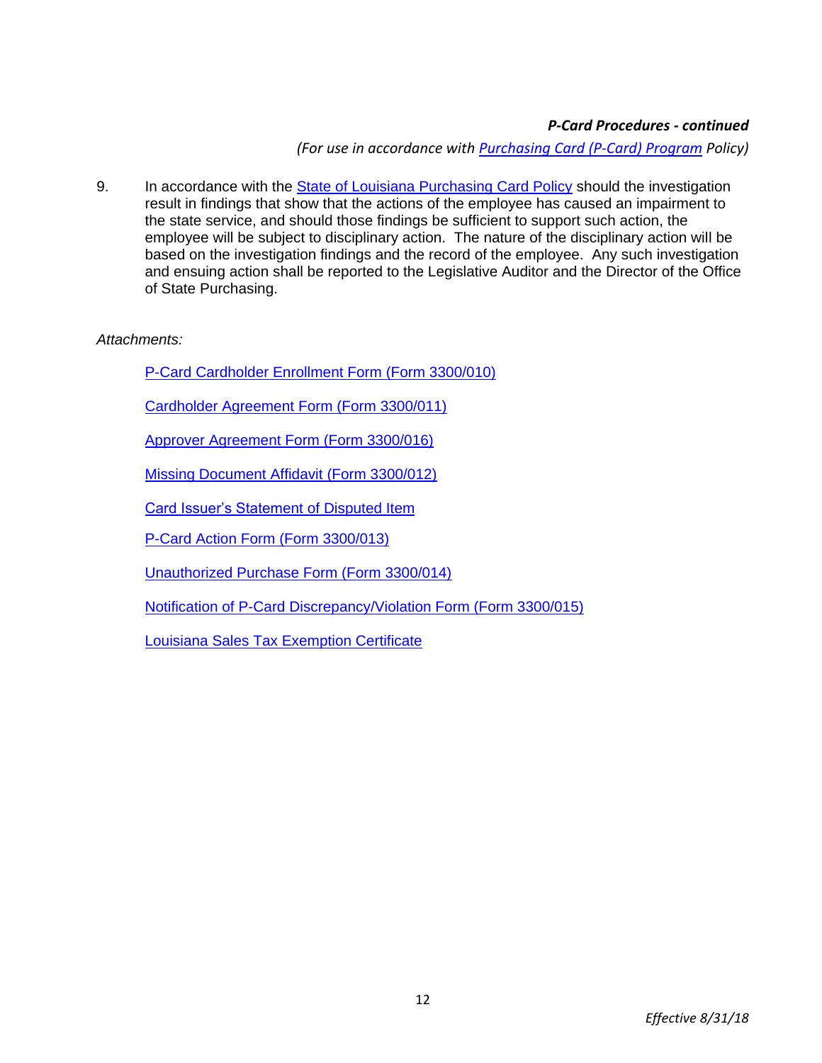***P-Card Procedures - continued***

*(For use in accordance with Purchasing Card (P-Card) Program Policy)*

9. In accordance with the State of Louisiana Purchasing Card Policy should the investigation result in findings that show that the actions of the employee has caused an impairment to the state service, and should those findings be sufficient to support such action, the employee will be subject to disciplinary action. The nature of the disciplinary action will be based on the investigation findings and the record of the employee. Any such investigation and ensuing action shall be reported to the Legislative Auditor and the Director of the Office of State Purchasing.

*Attachments:*

P-Card Cardholder Enrollment Form (Form 3300/010)

Cardholder Agreement Form (Form 3300/011)

Approver Agreement Form (Form 3300/016)

Missing Document Affidavit (Form 3300/012)

Card Issuer's Statement of Disputed Item

P-Card Action Form (Form 3300/013)

Unauthorized Purchase Form (Form 3300/014)

Notification of P-Card Discrepancy/Violation Form (Form 3300/015)

Louisiana Sales Tax Exemption Certificate

*Effective 8/31/18*